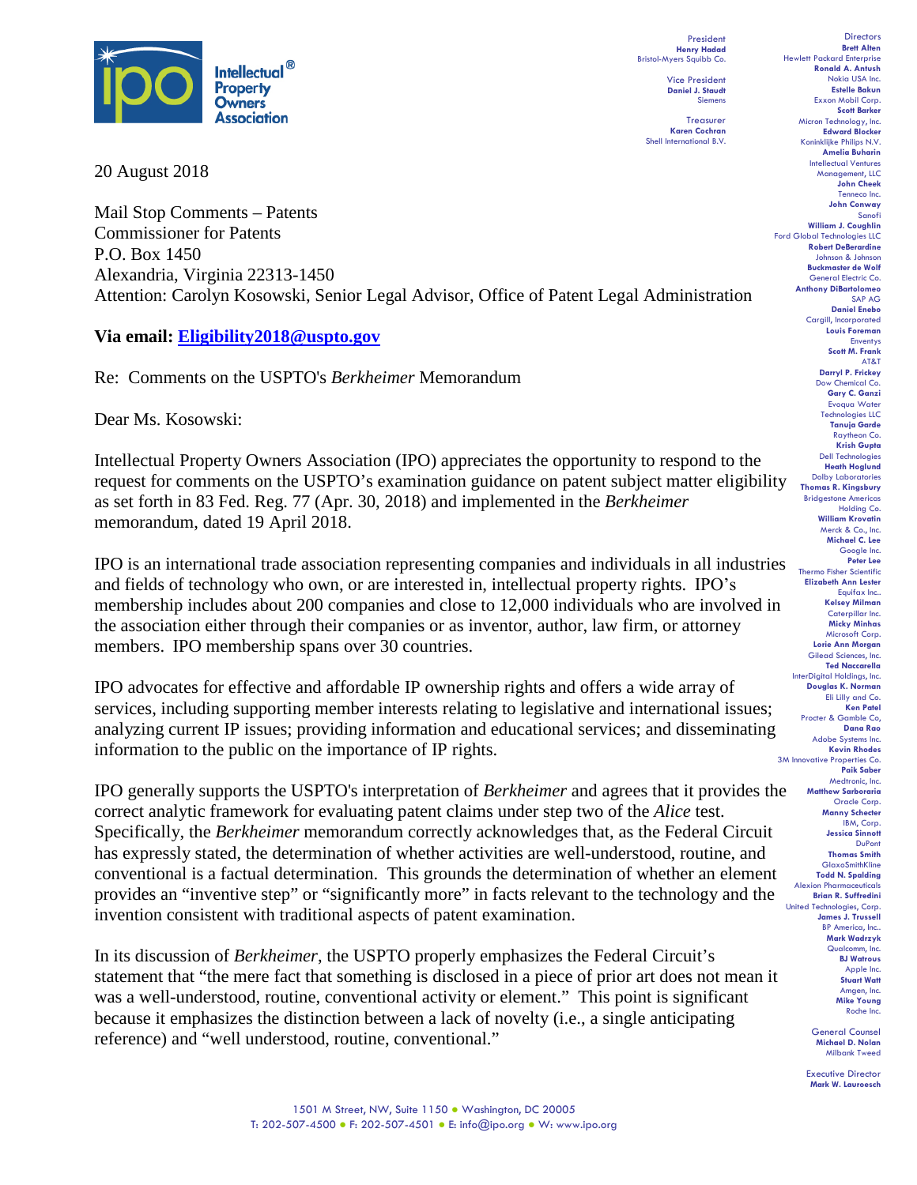Intellectual® Property Owners Association

President
**Henry Hadad**
Bristol-Myers Squibb Co.

Vice President
**Daniel J. Staudt**
Siemens

Treasurer
**Karen Cochran**
Shell International B.V.

Directors
**Brett Alten**
Hewlett Packard Enterprise
**Ronald A. Antush**
Nokia USA Inc.
**Estelle Bakun**
Exxon Mobil Corp.
**Scott Barker**
Micron Technology, Inc.
**Edward Blocker**
Koninklijke Philips N.V.
**Amelia Buharin**
Intellectual Ventures Management, LLC
**John Cheek**
Tenneco Inc.
**John Conway**
Sanofi
**William J. Coughlin**
Ford Global Technologies LLC
**Robert DeBerardine**
Johnson & Johnson
**Buckmaster de Wolf**
General Electric Co.
**Anthony DiBartolomeo**
SAP AG
**Daniel Enebo**
Cargill, Incorporated
**Louis Foreman**
Enventys
**Scott M. Frank**
AT&T
**Darryl P. Frickey**
Dow Chemical Co.
**Gary C. Ganzi**
Evoqua Water Technologies LLC
**Tanuja Garde**
Raytheon Co.
**Krish Gupta**
Dell Technologies
**Heath Hoglund**
Dolby Laboratories
**Thomas R. Kingsbury**
Bridgestone Americas Holding Co.
**William Krovatin**
Merck & Co., Inc.
**Michael C. Lee**
Google Inc.
**Peter Lee**
Thermo Fisher Scientific
**Elizabeth Ann Lester**
Equifax Inc..
**Kelsey Milman**
Caterpillar Inc.
**Micky Minhas**
Microsoft Corp.
**Lorie Ann Morgan**
Gilead Sciences, Inc.
**Ted Naccarella**
InterDigital Holdings, Inc.
**Douglas K. Norman**
Eli Lilly and Co.
**Ken Patel**
Procter & Gamble Co,
**Dana Rao**
Adobe Systems Inc.
**Kevin Rhodes**
3M Innovative Properties Co.
**Paik Saber**
Medtronic, Inc.
**Matthew Sarboraria**
Oracle Corp.
**Manny Schecter**
IBM, Corp.
**Jessica Sinnott**
DuPont
**Thomas Smith**
GlaxoSmithKline
**Todd N. Spalding**
Alexion Pharmaceuticals
**Brian R. Suffredini**
United Technologies, Corp.
**James J. Trussell**
BP America, Inc..
**Mark Wadrzyk**
Qualcomm, Inc.
**BJ Watrous**
Apple Inc.
**Stuart Watt**
Amgen, Inc.
**Mike Young**
Roche Inc.

General Counsel
**Michael D. Nolan**
Milbank Tweed

Executive Director
**Mark W. Lauroesch**

20 August 2018

Mail Stop Comments – Patents
Commissioner for Patents
P.O. Box 1450
Alexandria, Virginia 22313-1450
Attention: Carolyn Kosowski, Senior Legal Advisor, Office of Patent Legal Administration

**Via email: Eligibility2018@uspto.gov**

Re: Comments on the USPTO's *Berkheimer* Memorandum

Dear Ms. Kosowski:

Intellectual Property Owners Association (IPO) appreciates the opportunity to respond to the request for comments on the USPTO's examination guidance on patent subject matter eligibility as set forth in 83 Fed. Reg. 77 (Apr. 30, 2018) and implemented in the *Berkheimer* memorandum, dated 19 April 2018.

IPO is an international trade association representing companies and individuals in all industries and fields of technology who own, or are interested in, intellectual property rights. IPO's membership includes about 200 companies and close to 12,000 individuals who are involved in the association either through their companies or as inventor, author, law firm, or attorney members. IPO membership spans over 30 countries.

IPO advocates for effective and affordable IP ownership rights and offers a wide array of services, including supporting member interests relating to legislative and international issues; analyzing current IP issues; providing information and educational services; and disseminating information to the public on the importance of IP rights.

IPO generally supports the USPTO's interpretation of *Berkheimer* and agrees that it provides the correct analytic framework for evaluating patent claims under step two of the *Alice* test. Specifically, the *Berkheimer* memorandum correctly acknowledges that, as the Federal Circuit has expressly stated, the determination of whether activities are well-understood, routine, and conventional is a factual determination. This grounds the determination of whether an element provides an "inventive step" or "significantly more" in facts relevant to the technology and the invention consistent with traditional aspects of patent examination.

In its discussion of *Berkheimer*, the USPTO properly emphasizes the Federal Circuit's statement that "the mere fact that something is disclosed in a piece of prior art does not mean it was a well-understood, routine, conventional activity or element." This point is significant because it emphasizes the distinction between a lack of novelty (i.e., a single anticipating reference) and "well understood, routine, conventional."

1501 M Street, NW, Suite 1150 ● Washington, DC 20005
T: 202-507-4500 ● F: 202-507-4501 ● E: info@ipo.org ● W: www.ipo.org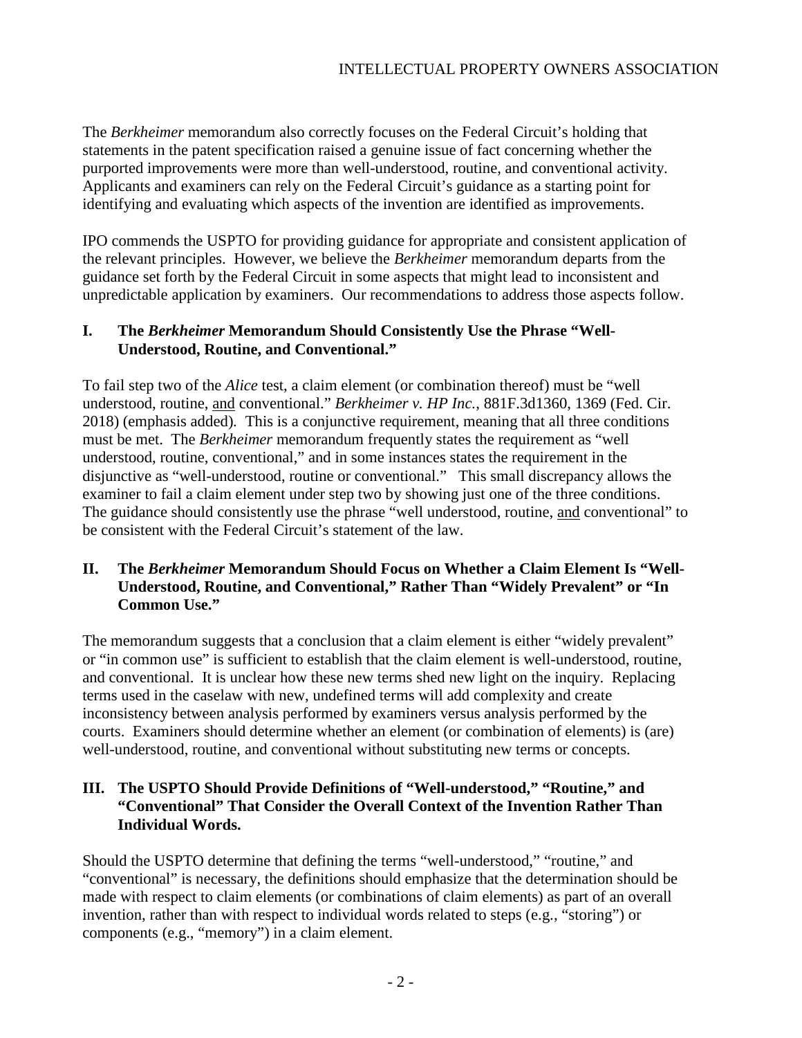The *Berkheimer* memorandum also correctly focuses on the Federal Circuit's holding that statements in the patent specification raised a genuine issue of fact concerning whether the purported improvements were more than well-understood, routine, and conventional activity. Applicants and examiners can rely on the Federal Circuit's guidance as a starting point for identifying and evaluating which aspects of the invention are identified as improvements.

IPO commends the USPTO for providing guidance for appropriate and consistent application of the relevant principles. However, we believe the *Berkheimer* memorandum departs from the guidance set forth by the Federal Circuit in some aspects that might lead to inconsistent and unpredictable application by examiners. Our recommendations to address those aspects follow.

## I. The *Berkheimer* Memorandum Should Consistently Use the Phrase "Well-Understood, Routine, and Conventional."

To fail step two of the *Alice* test, a claim element (or combination thereof) must be "well understood, routine, <u>and</u> conventional." *Berkheimer v. HP Inc.*, 881F.3d1360, 1369 (Fed. Cir. 2018) (emphasis added). This is a conjunctive requirement, meaning that all three conditions must be met. The *Berkheimer* memorandum frequently states the requirement as "well understood, routine, conventional," and in some instances states the requirement in the disjunctive as "well-understood, routine or conventional." This small discrepancy allows the examiner to fail a claim element under step two by showing just one of the three conditions. The guidance should consistently use the phrase "well understood, routine, <u>and</u> conventional" to be consistent with the Federal Circuit's statement of the law.

## II. The *Berkheimer* Memorandum Should Focus on Whether a Claim Element Is "Well-Understood, Routine, and Conventional," Rather Than "Widely Prevalent" or "In Common Use."

The memorandum suggests that a conclusion that a claim element is either "widely prevalent" or "in common use" is sufficient to establish that the claim element is well-understood, routine, and conventional. It is unclear how these new terms shed new light on the inquiry. Replacing terms used in the caselaw with new, undefined terms will add complexity and create inconsistency between analysis performed by examiners versus analysis performed by the courts. Examiners should determine whether an element (or combination of elements) is (are) well-understood, routine, and conventional without substituting new terms or concepts.

## III. The USPTO Should Provide Definitions of "Well-understood," "Routine," and "Conventional" That Consider the Overall Context of the Invention Rather Than Individual Words.

Should the USPTO determine that defining the terms "well-understood," "routine," and "conventional" is necessary, the definitions should emphasize that the determination should be made with respect to claim elements (or combinations of claim elements) as part of an overall invention, rather than with respect to individual words related to steps (e.g., "storing") or components (e.g., "memory") in a claim element.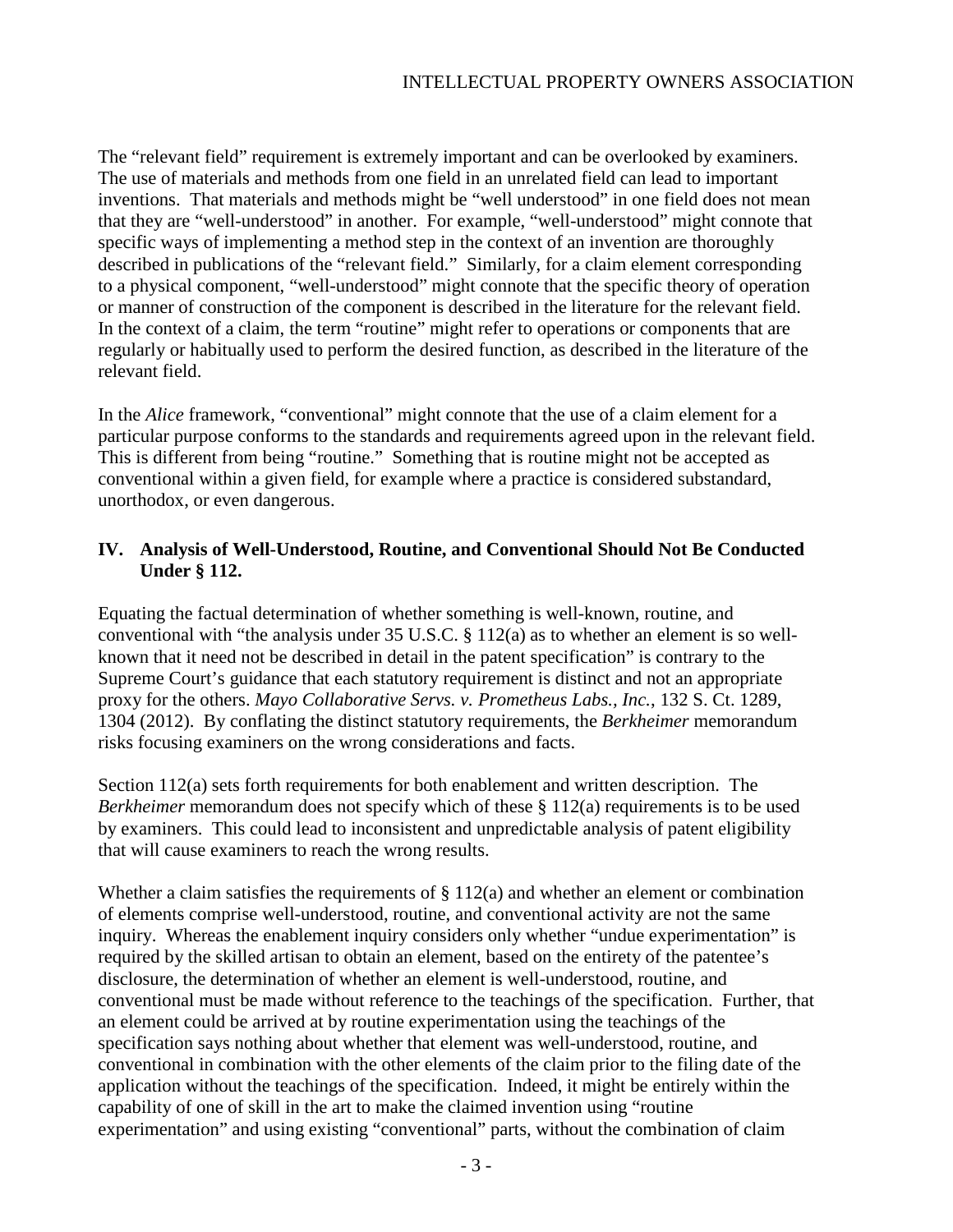The "relevant field" requirement is extremely important and can be overlooked by examiners. The use of materials and methods from one field in an unrelated field can lead to important inventions. That materials and methods might be "well understood" in one field does not mean that they are "well-understood" in another. For example, "well-understood" might connote that specific ways of implementing a method step in the context of an invention are thoroughly described in publications of the "relevant field." Similarly, for a claim element corresponding to a physical component, "well-understood" might connote that the specific theory of operation or manner of construction of the component is described in the literature for the relevant field. In the context of a claim, the term "routine" might refer to operations or components that are regularly or habitually used to perform the desired function, as described in the literature of the relevant field.

In the *Alice* framework, "conventional" might connote that the use of a claim element for a particular purpose conforms to the standards and requirements agreed upon in the relevant field. This is different from being "routine." Something that is routine might not be accepted as conventional within a given field, for example where a practice is considered substandard, unorthodox, or even dangerous.

## IV. Analysis of Well-Understood, Routine, and Conventional Should Not Be Conducted Under § 112.

Equating the factual determination of whether something is well-known, routine, and conventional with "the analysis under 35 U.S.C. § 112(a) as to whether an element is so well-known that it need not be described in detail in the patent specification" is contrary to the Supreme Court's guidance that each statutory requirement is distinct and not an appropriate proxy for the others. *Mayo Collaborative Servs. v. Prometheus Labs., Inc.*, 132 S. Ct. 1289, 1304 (2012). By conflating the distinct statutory requirements, the *Berkheimer* memorandum risks focusing examiners on the wrong considerations and facts.

Section 112(a) sets forth requirements for both enablement and written description. The *Berkheimer* memorandum does not specify which of these § 112(a) requirements is to be used by examiners. This could lead to inconsistent and unpredictable analysis of patent eligibility that will cause examiners to reach the wrong results.

Whether a claim satisfies the requirements of § 112(a) and whether an element or combination of elements comprise well-understood, routine, and conventional activity are not the same inquiry. Whereas the enablement inquiry considers only whether "undue experimentation" is required by the skilled artisan to obtain an element, based on the entirety of the patentee's disclosure, the determination of whether an element is well-understood, routine, and conventional must be made without reference to the teachings of the specification. Further, that an element could be arrived at by routine experimentation using the teachings of the specification says nothing about whether that element was well-understood, routine, and conventional in combination with the other elements of the claim prior to the filing date of the application without the teachings of the specification. Indeed, it might be entirely within the capability of one of skill in the art to make the claimed invention using "routine experimentation" and using existing "conventional" parts, without the combination of claim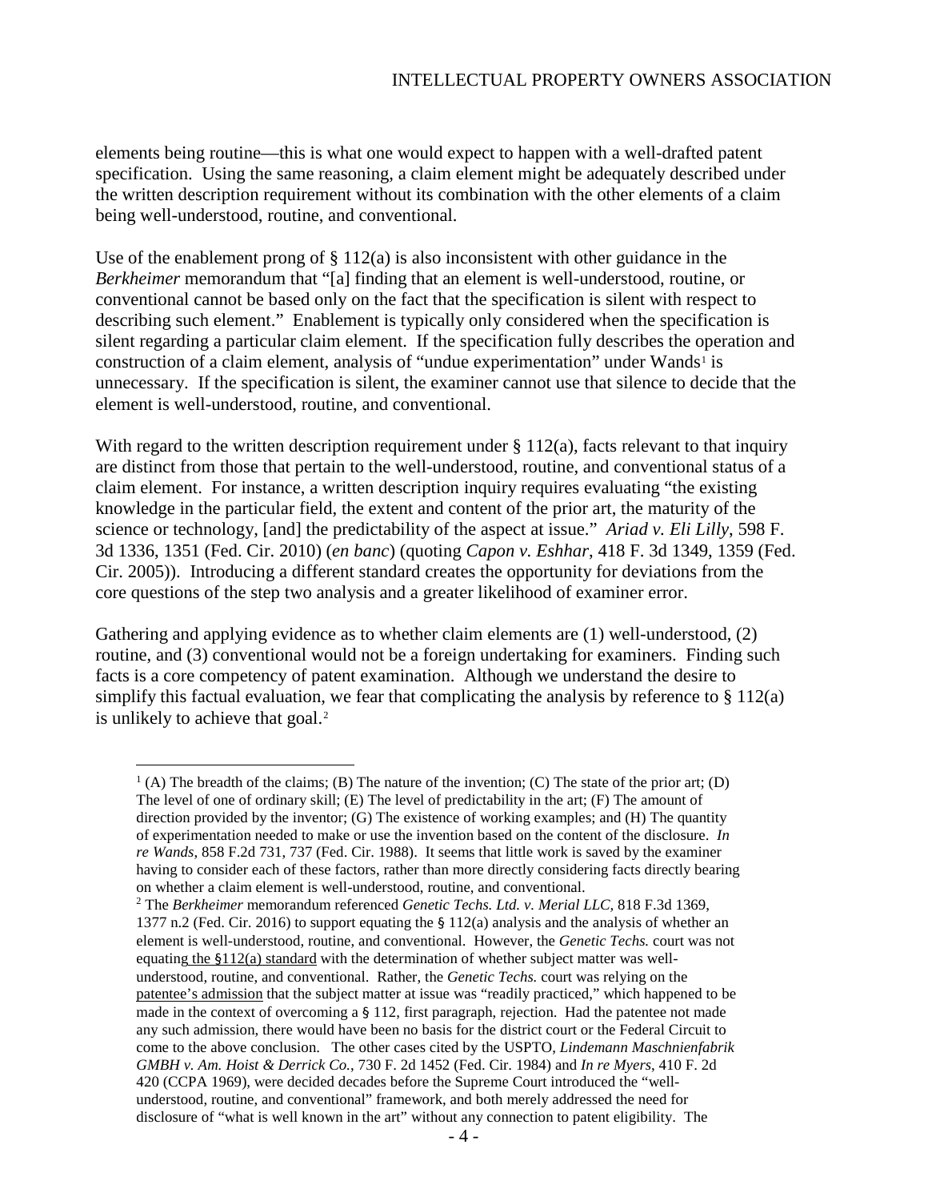elements being routine—this is what one would expect to happen with a well-drafted patent specification. Using the same reasoning, a claim element might be adequately described under the written description requirement without its combination with the other elements of a claim being well-understood, routine, and conventional.

Use of the enablement prong of § 112(a) is also inconsistent with other guidance in the *Berkheimer* memorandum that "[a] finding that an element is well-understood, routine, or conventional cannot be based only on the fact that the specification is silent with respect to describing such element." Enablement is typically only considered when the specification is silent regarding a particular claim element. If the specification fully describes the operation and construction of a claim element, analysis of "undue experimentation" under Wands[1] is unnecessary. If the specification is silent, the examiner cannot use that silence to decide that the element is well-understood, routine, and conventional.

With regard to the written description requirement under § 112(a), facts relevant to that inquiry are distinct from those that pertain to the well-understood, routine, and conventional status of a claim element. For instance, a written description inquiry requires evaluating "the existing knowledge in the particular field, the extent and content of the prior art, the maturity of the science or technology, [and] the predictability of the aspect at issue." *Ariad v. Eli Lilly*, 598 F. 3d 1336, 1351 (Fed. Cir. 2010) (*en banc*) (quoting *Capon v. Eshhar*, 418 F. 3d 1349, 1359 (Fed. Cir. 2005)). Introducing a different standard creates the opportunity for deviations from the core questions of the step two analysis and a greater likelihood of examiner error.

Gathering and applying evidence as to whether claim elements are (1) well-understood, (2) routine, and (3) conventional would not be a foreign undertaking for examiners. Finding such facts is a core competency of patent examination. Although we understand the desire to simplify this factual evaluation, we fear that complicating the analysis by reference to § 112(a) is unlikely to achieve that goal.[2]

---

[1] (A) The breadth of the claims; (B) The nature of the invention; (C) The state of the prior art; (D) The level of one of ordinary skill; (E) The level of predictability in the art; (F) The amount of direction provided by the inventor; (G) The existence of working examples; and (H) The quantity of experimentation needed to make or use the invention based on the content of the disclosure. *In re Wands*, 858 F.2d 731, 737 (Fed. Cir. 1988). It seems that little work is saved by the examiner having to consider each of these factors, rather than more directly considering facts directly bearing on whether a claim element is well-understood, routine, and conventional.

[2] The *Berkheimer* memorandum referenced *Genetic Techs. Ltd. v. Merial LLC*, 818 F.3d 1369, 1377 n.2 (Fed. Cir. 2016) to support equating the § 112(a) analysis and the analysis of whether an element is well-understood, routine, and conventional. However, the *Genetic Techs.* court was not equating the §112(a) standard with the determination of whether subject matter was well-understood, routine, and conventional. Rather, the *Genetic Techs.* court was relying on the patentee's admission that the subject matter at issue was "readily practiced," which happened to be made in the context of overcoming a § 112, first paragraph, rejection. Had the patentee not made any such admission, there would have been no basis for the district court or the Federal Circuit to come to the above conclusion. The other cases cited by the USPTO, *Lindemann Maschnienfabrik GMBH v. Am. Hoist & Derrick Co.*, 730 F. 2d 1452 (Fed. Cir. 1984) and *In re Myers*, 410 F. 2d 420 (CCPA 1969), were decided decades before the Supreme Court introduced the "well-understood, routine, and conventional" framework, and both merely addressed the need for disclosure of "what is well known in the art" without any connection to patent eligibility. The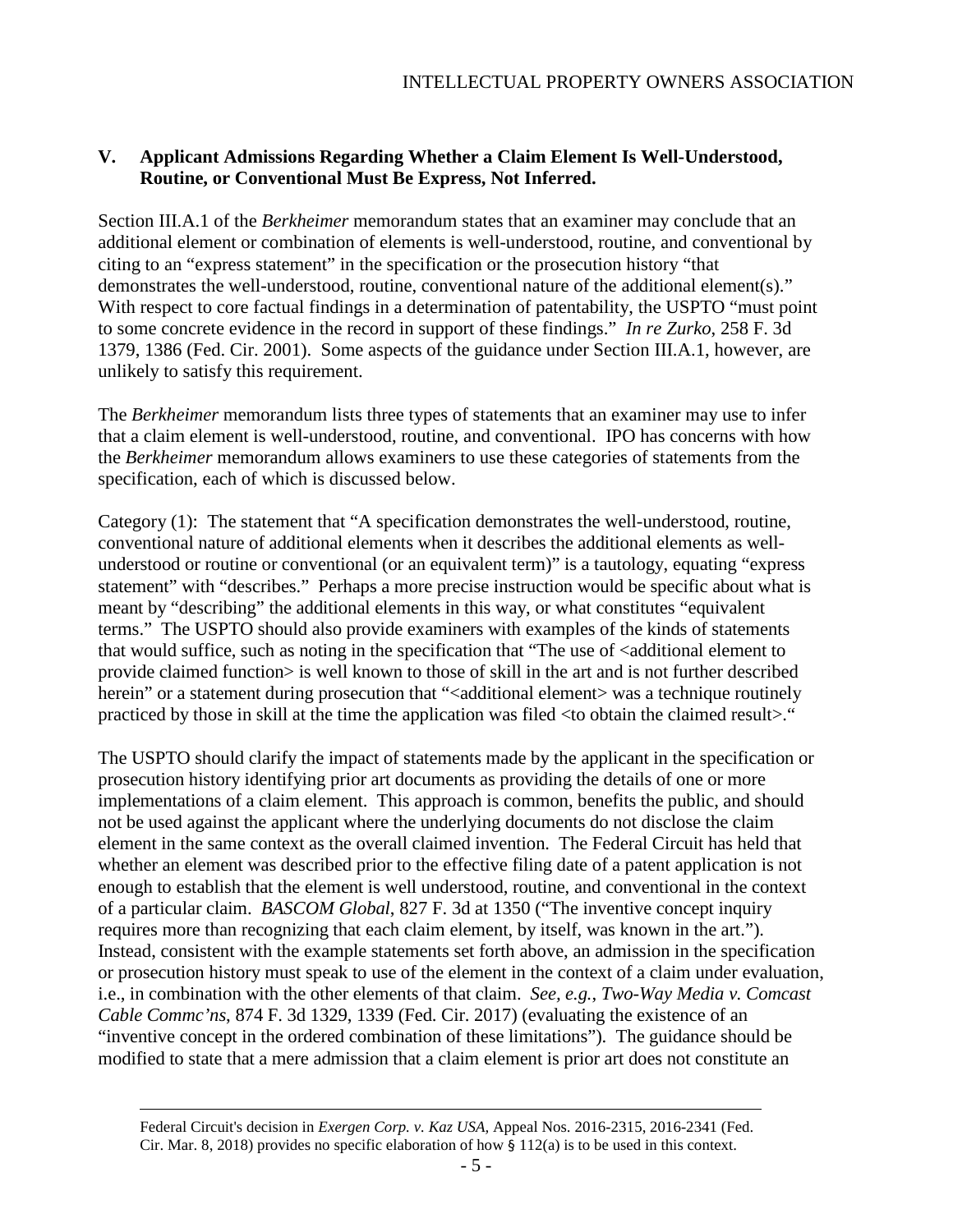## V. Applicant Admissions Regarding Whether a Claim Element Is Well-Understood, Routine, or Conventional Must Be Express, Not Inferred.

Section III.A.1 of the *Berkheimer* memorandum states that an examiner may conclude that an additional element or combination of elements is well-understood, routine, and conventional by citing to an "express statement" in the specification or the prosecution history "that demonstrates the well-understood, routine, conventional nature of the additional element(s)." With respect to core factual findings in a determination of patentability, the USPTO "must point to some concrete evidence in the record in support of these findings." *In re Zurko*, 258 F. 3d 1379, 1386 (Fed. Cir. 2001). Some aspects of the guidance under Section III.A.1, however, are unlikely to satisfy this requirement.

The *Berkheimer* memorandum lists three types of statements that an examiner may use to infer that a claim element is well-understood, routine, and conventional. IPO has concerns with how the *Berkheimer* memorandum allows examiners to use these categories of statements from the specification, each of which is discussed below.

Category (1): The statement that "A specification demonstrates the well-understood, routine, conventional nature of additional elements when it describes the additional elements as well-understood or routine or conventional (or an equivalent term)" is a tautology, equating "express statement" with "describes." Perhaps a more precise instruction would be specific about what is meant by "describing" the additional elements in this way, or what constitutes "equivalent terms." The USPTO should also provide examiners with examples of the kinds of statements that would suffice, such as noting in the specification that "The use of <additional element to provide claimed function> is well known to those of skill in the art and is not further described herein" or a statement during prosecution that "<additional element> was a technique routinely practiced by those in skill at the time the application was filed <to obtain the claimed result>."

The USPTO should clarify the impact of statements made by the applicant in the specification or prosecution history identifying prior art documents as providing the details of one or more implementations of a claim element. This approach is common, benefits the public, and should not be used against the applicant where the underlying documents do not disclose the claim element in the same context as the overall claimed invention. The Federal Circuit has held that whether an element was described prior to the effective filing date of a patent application is not enough to establish that the element is well understood, routine, and conventional in the context of a particular claim. *BASCOM Global*, 827 F. 3d at 1350 ("The inventive concept inquiry requires more than recognizing that each claim element, by itself, was known in the art."). Instead, consistent with the example statements set forth above, an admission in the specification or prosecution history must speak to use of the element in the context of a claim under evaluation, i.e., in combination with the other elements of that claim. *See, e.g.*, *Two-Way Media v. Comcast Cable Commc'ns*, 874 F. 3d 1329, 1339 (Fed. Cir. 2017) (evaluating the existence of an "inventive concept in the ordered combination of these limitations"). The guidance should be modified to state that a mere admission that a claim element is prior art does not constitute an

---

Federal Circuit's decision in *Exergen Corp. v. Kaz USA*, Appeal Nos. 2016-2315, 2016-2341 (Fed. Cir. Mar. 8, 2018) provides no specific elaboration of how § 112(a) is to be used in this context.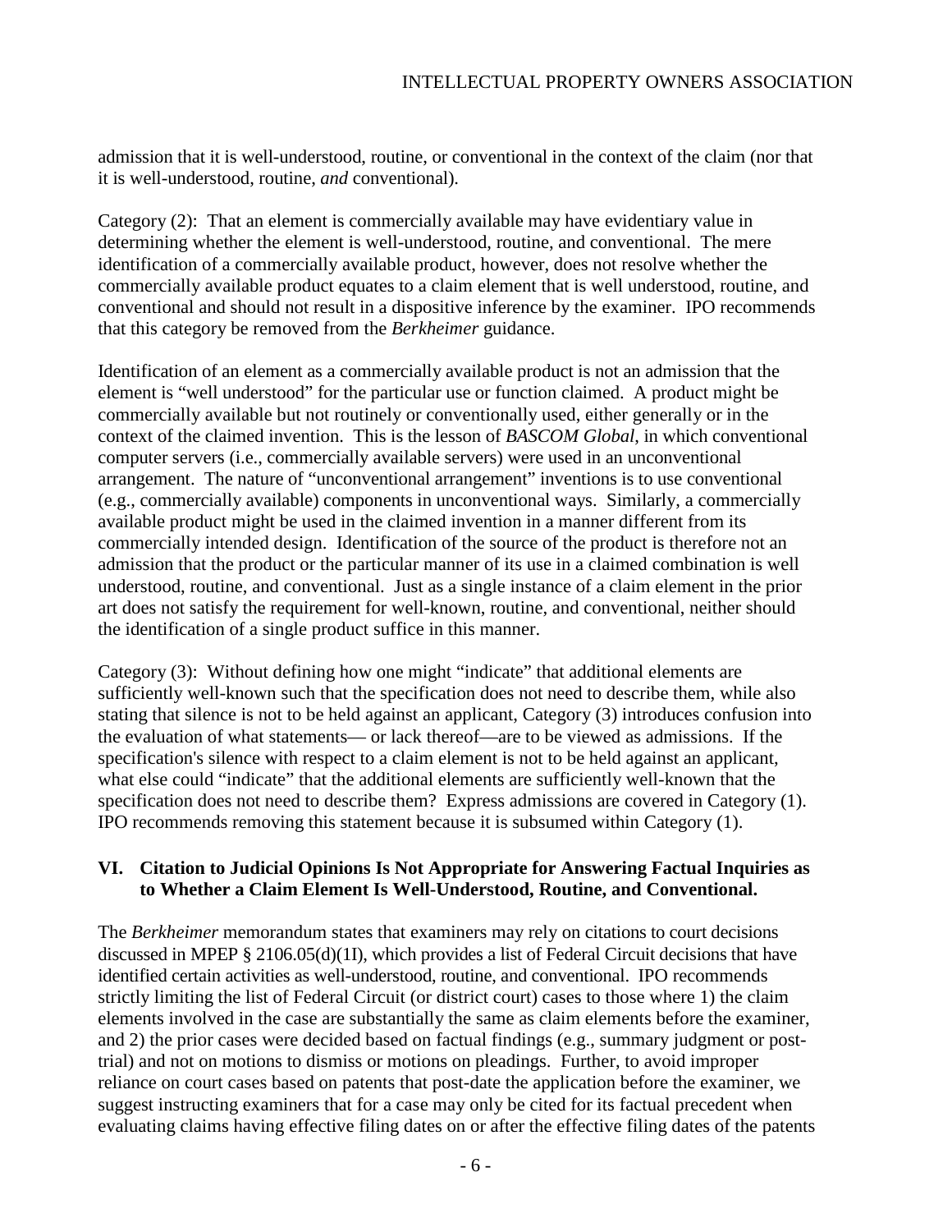admission that it is well-understood, routine, or conventional in the context of the claim (nor that it is well-understood, routine, *and* conventional).

Category (2): That an element is commercially available may have evidentiary value in determining whether the element is well-understood, routine, and conventional. The mere identification of a commercially available product, however, does not resolve whether the commercially available product equates to a claim element that is well understood, routine, and conventional and should not result in a dispositive inference by the examiner. IPO recommends that this category be removed from the *Berkheimer* guidance.

Identification of an element as a commercially available product is not an admission that the element is "well understood" for the particular use or function claimed. A product might be commercially available but not routinely or conventionally used, either generally or in the context of the claimed invention. This is the lesson of *BASCOM Global*, in which conventional computer servers (i.e., commercially available servers) were used in an unconventional arrangement. The nature of "unconventional arrangement" inventions is to use conventional (e.g., commercially available) components in unconventional ways. Similarly, a commercially available product might be used in the claimed invention in a manner different from its commercially intended design. Identification of the source of the product is therefore not an admission that the product or the particular manner of its use in a claimed combination is well understood, routine, and conventional. Just as a single instance of a claim element in the prior art does not satisfy the requirement for well-known, routine, and conventional, neither should the identification of a single product suffice in this manner.

Category (3): Without defining how one might "indicate" that additional elements are sufficiently well-known such that the specification does not need to describe them, while also stating that silence is not to be held against an applicant, Category (3) introduces confusion into the evaluation of what statements— or lack thereof—are to be viewed as admissions. If the specification's silence with respect to a claim element is not to be held against an applicant, what else could "indicate" that the additional elements are sufficiently well-known that the specification does not need to describe them? Express admissions are covered in Category (1). IPO recommends removing this statement because it is subsumed within Category (1).

## VI. Citation to Judicial Opinions Is Not Appropriate for Answering Factual Inquiries as to Whether a Claim Element Is Well-Understood, Routine, and Conventional.

The *Berkheimer* memorandum states that examiners may rely on citations to court decisions discussed in MPEP § 2106.05(d)(1I), which provides a list of Federal Circuit decisions that have identified certain activities as well-understood, routine, and conventional. IPO recommends strictly limiting the list of Federal Circuit (or district court) cases to those where 1) the claim elements involved in the case are substantially the same as claim elements before the examiner, and 2) the prior cases were decided based on factual findings (e.g., summary judgment or post-trial) and not on motions to dismiss or motions on pleadings. Further, to avoid improper reliance on court cases based on patents that post-date the application before the examiner, we suggest instructing examiners that for a case may only be cited for its factual precedent when evaluating claims having effective filing dates on or after the effective filing dates of the patents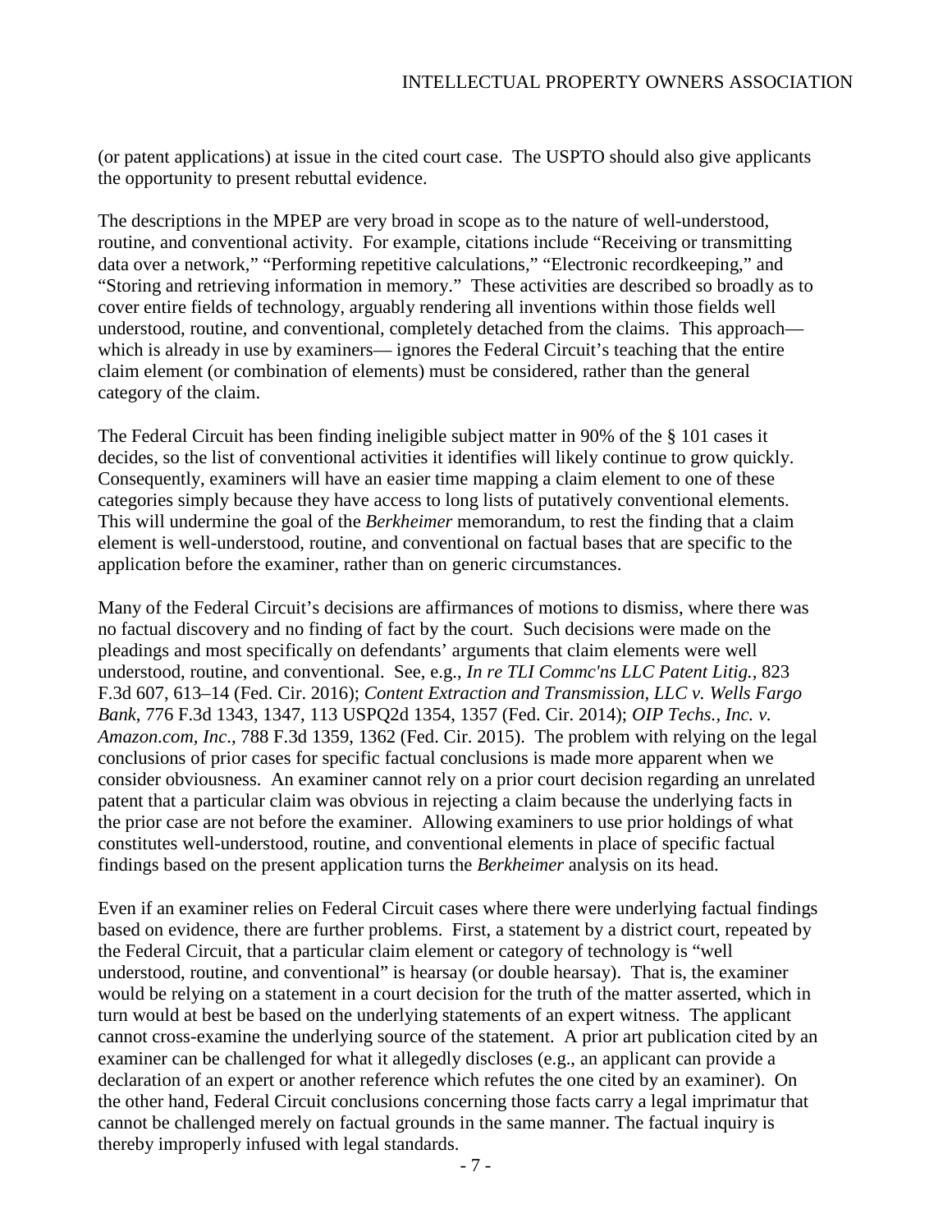(or patent applications) at issue in the cited court case. The USPTO should also give applicants the opportunity to present rebuttal evidence.

The descriptions in the MPEP are very broad in scope as to the nature of well-understood, routine, and conventional activity. For example, citations include "Receiving or transmitting data over a network," "Performing repetitive calculations," "Electronic recordkeeping," and "Storing and retrieving information in memory." These activities are described so broadly as to cover entire fields of technology, arguably rendering all inventions within those fields well understood, routine, and conventional, completely detached from the claims. This approach— which is already in use by examiners— ignores the Federal Circuit's teaching that the entire claim element (or combination of elements) must be considered, rather than the general category of the claim.

The Federal Circuit has been finding ineligible subject matter in 90% of the § 101 cases it decides, so the list of conventional activities it identifies will likely continue to grow quickly. Consequently, examiners will have an easier time mapping a claim element to one of these categories simply because they have access to long lists of putatively conventional elements. This will undermine the goal of the *Berkheimer* memorandum, to rest the finding that a claim element is well-understood, routine, and conventional on factual bases that are specific to the application before the examiner, rather than on generic circumstances.

Many of the Federal Circuit's decisions are affirmances of motions to dismiss, where there was no factual discovery and no finding of fact by the court. Such decisions were made on the pleadings and most specifically on defendants' arguments that claim elements were well understood, routine, and conventional. See, e.g., *In re TLI Commc'ns LLC Patent Litig.*, 823 F.3d 607, 613–14 (Fed. Cir. 2016); *Content Extraction and Transmission, LLC v. Wells Fargo Bank*, 776 F.3d 1343, 1347, 113 USPQ2d 1354, 1357 (Fed. Cir. 2014); *OIP Techs., Inc. v. Amazon.com, Inc*., 788 F.3d 1359, 1362 (Fed. Cir. 2015). The problem with relying on the legal conclusions of prior cases for specific factual conclusions is made more apparent when we consider obviousness. An examiner cannot rely on a prior court decision regarding an unrelated patent that a particular claim was obvious in rejecting a claim because the underlying facts in the prior case are not before the examiner. Allowing examiners to use prior holdings of what constitutes well-understood, routine, and conventional elements in place of specific factual findings based on the present application turns the *Berkheimer* analysis on its head.

Even if an examiner relies on Federal Circuit cases where there were underlying factual findings based on evidence, there are further problems. First, a statement by a district court, repeated by the Federal Circuit, that a particular claim element or category of technology is "well understood, routine, and conventional" is hearsay (or double hearsay). That is, the examiner would be relying on a statement in a court decision for the truth of the matter asserted, which in turn would at best be based on the underlying statements of an expert witness. The applicant cannot cross-examine the underlying source of the statement. A prior art publication cited by an examiner can be challenged for what it allegedly discloses (e.g., an applicant can provide a declaration of an expert or another reference which refutes the one cited by an examiner). On the other hand, Federal Circuit conclusions concerning those facts carry a legal imprimatur that cannot be challenged merely on factual grounds in the same manner. The factual inquiry is thereby improperly infused with legal standards.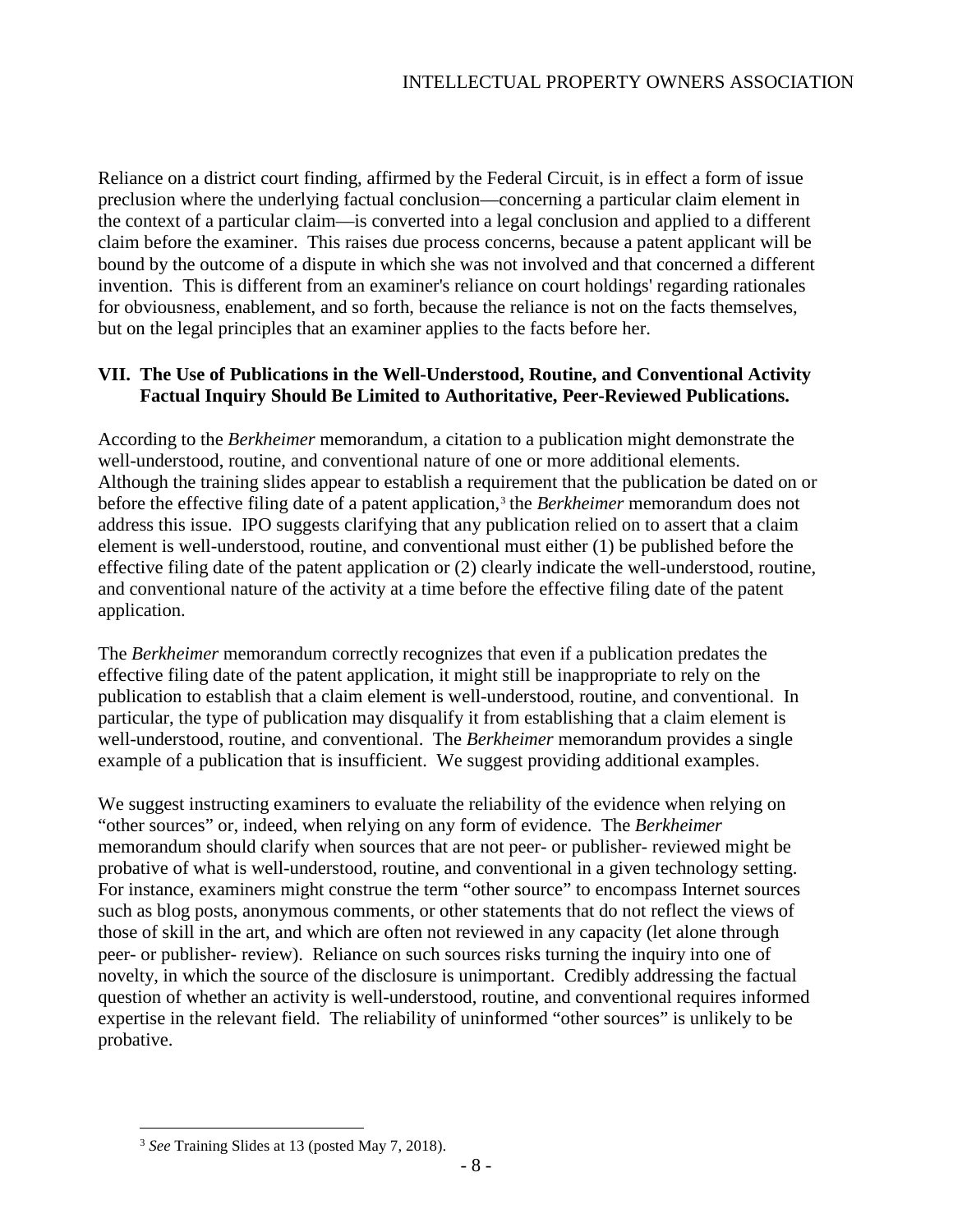Reliance on a district court finding, affirmed by the Federal Circuit, is in effect a form of issue preclusion where the underlying factual conclusion—concerning a particular claim element in the context of a particular claim—is converted into a legal conclusion and applied to a different claim before the examiner. This raises due process concerns, because a patent applicant will be bound by the outcome of a dispute in which she was not involved and that concerned a different invention. This is different from an examiner's reliance on court holdings' regarding rationales for obviousness, enablement, and so forth, because the reliance is not on the facts themselves, but on the legal principles that an examiner applies to the facts before her.

## VII. The Use of Publications in the Well-Understood, Routine, and Conventional Activity Factual Inquiry Should Be Limited to Authoritative, Peer-Reviewed Publications.

According to the *Berkheimer* memorandum, a citation to a publication might demonstrate the well-understood, routine, and conventional nature of one or more additional elements. Although the training slides appear to establish a requirement that the publication be dated on or before the effective filing date of a patent application,[3] the *Berkheimer* memorandum does not address this issue. IPO suggests clarifying that any publication relied on to assert that a claim element is well-understood, routine, and conventional must either (1) be published before the effective filing date of the patent application or (2) clearly indicate the well-understood, routine, and conventional nature of the activity at a time before the effective filing date of the patent application.

The *Berkheimer* memorandum correctly recognizes that even if a publication predates the effective filing date of the patent application, it might still be inappropriate to rely on the publication to establish that a claim element is well-understood, routine, and conventional. In particular, the type of publication may disqualify it from establishing that a claim element is well-understood, routine, and conventional. The *Berkheimer* memorandum provides a single example of a publication that is insufficient. We suggest providing additional examples.

We suggest instructing examiners to evaluate the reliability of the evidence when relying on "other sources" or, indeed, when relying on any form of evidence. The *Berkheimer* memorandum should clarify when sources that are not peer- or publisher- reviewed might be probative of what is well-understood, routine, and conventional in a given technology setting. For instance, examiners might construe the term "other source" to encompass Internet sources such as blog posts, anonymous comments, or other statements that do not reflect the views of those of skill in the art, and which are often not reviewed in any capacity (let alone through peer- or publisher- review). Reliance on such sources risks turning the inquiry into one of novelty, in which the source of the disclosure is unimportant. Credibly addressing the factual question of whether an activity is well-understood, routine, and conventional requires informed expertise in the relevant field. The reliability of uninformed "other sources" is unlikely to be probative.

---

[3] *See* Training Slides at 13 (posted May 7, 2018).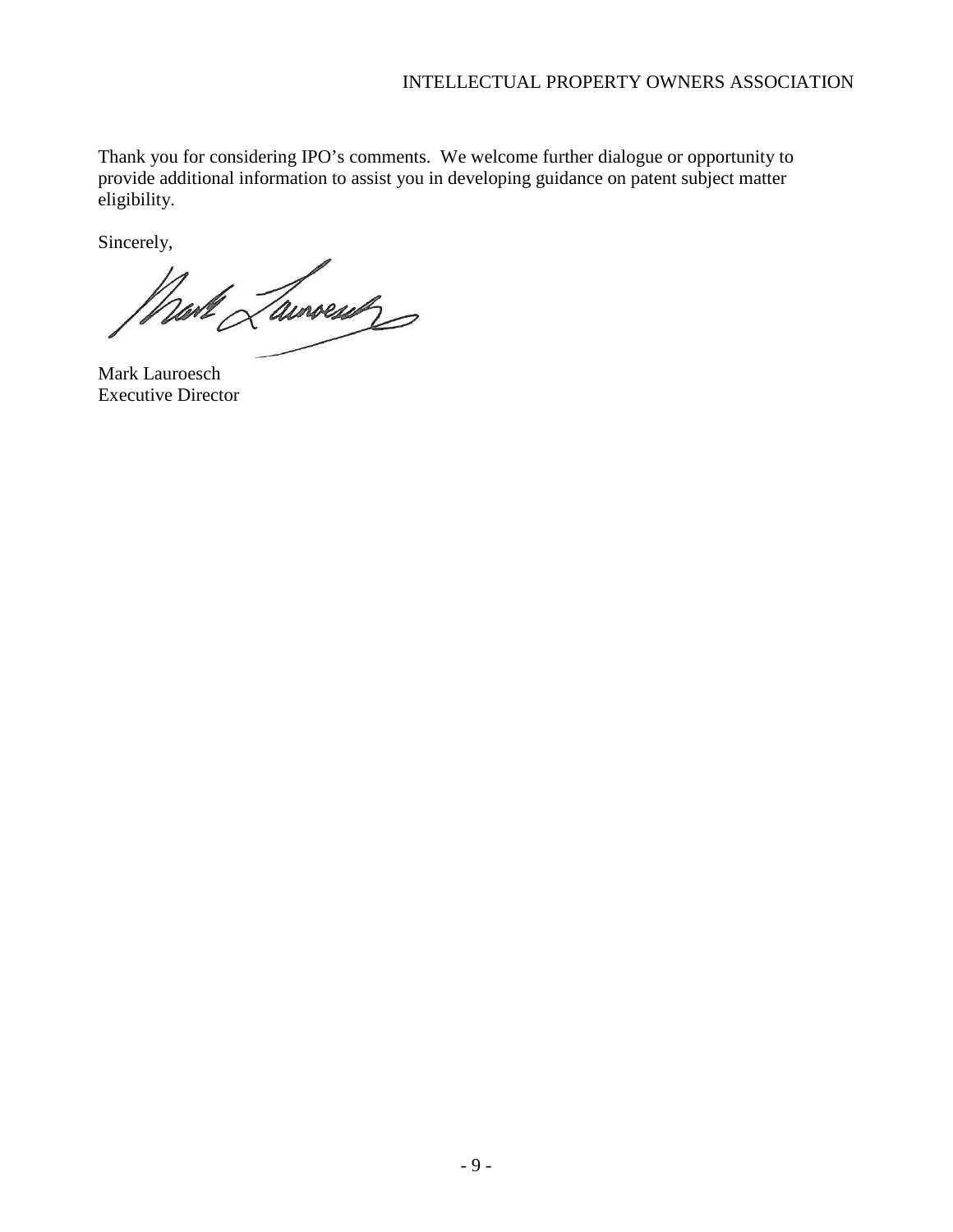Thank you for considering IPO's comments. We welcome further dialogue or opportunity to provide additional information to assist you in developing guidance on patent subject matter eligibility.

Sincerely,

Mark Lauroesch
Executive Director